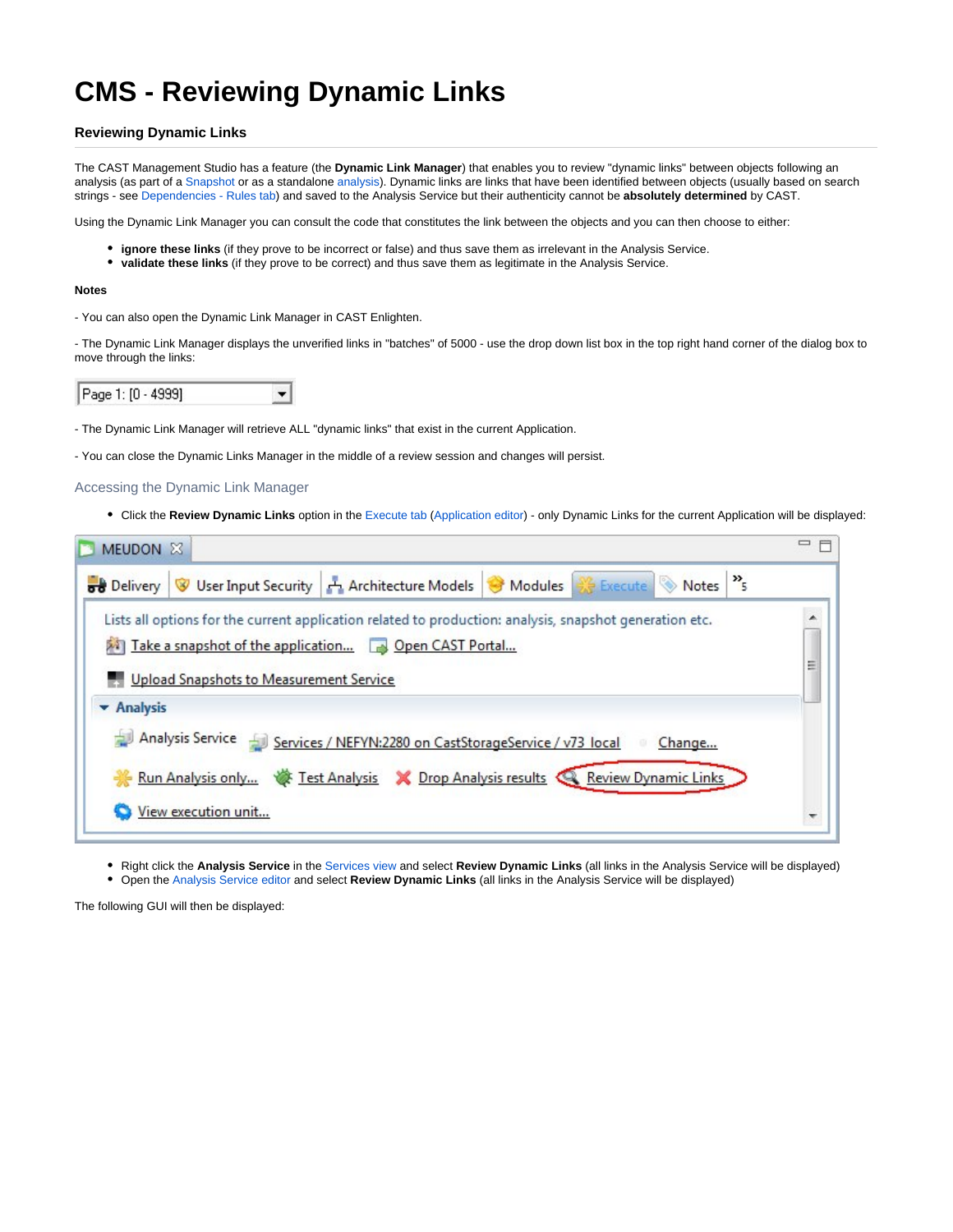# CMS - Reviewing Dynamic Links

### Reviewing Dynamic Links

The CAST Management Studio has a feature (the **Dynamic Link Manager**) that enables you to review "dynamic links" between objects following an analysis (as part of a Snapshot or as a standalone analysis). Dynamic links are links that have been identified between objects (usually based on search strings - see Dependencies - Rules tab) and saved to the Analysis Service but their authenticity cannot be **absolutely determined** by CAST.

Using the Dynamic Link Manager you can consult the code that constitutes the link between the objects and you can then choose to either:

- **ignore these links** (if they prove to be incorrect or false) and thus save them as irrelevant in the Analysis Service.
- **validate these links** (if they prove to be correct) and thus save them as legitimate in the Analysis Service.

**Notes**

- You can also open the Dynamic Link Manager in CAST Enlighten.

- The Dynamic Link Manager displays the unverified links in "batches" of 5000 - use the drop down list box in the top right hand corner of the dialog box to move through the links:

Page 1: [0 - 4999]

- The Dynamic Link Manager will retrieve ALL "dynamic links" that exist in the current Application.

- You can close the Dynamic Links Manager in the middle of a review session and changes will persist.

#### Accessing the Dynamic Link Manager

- Click the **Review Dynamic Links** option in the Execute tab (Application editor) - only Dynamic Links for the current Application will be displayed:

- Right click the **Analysis Service** in the Services view and select **Review Dynamic Links** (all links in the Analysis Service will be displayed)
- Open the Analysis Service editor and select **Review Dynamic Links** (all links in the Analysis Service will be displayed)

The following GUI will then be displayed: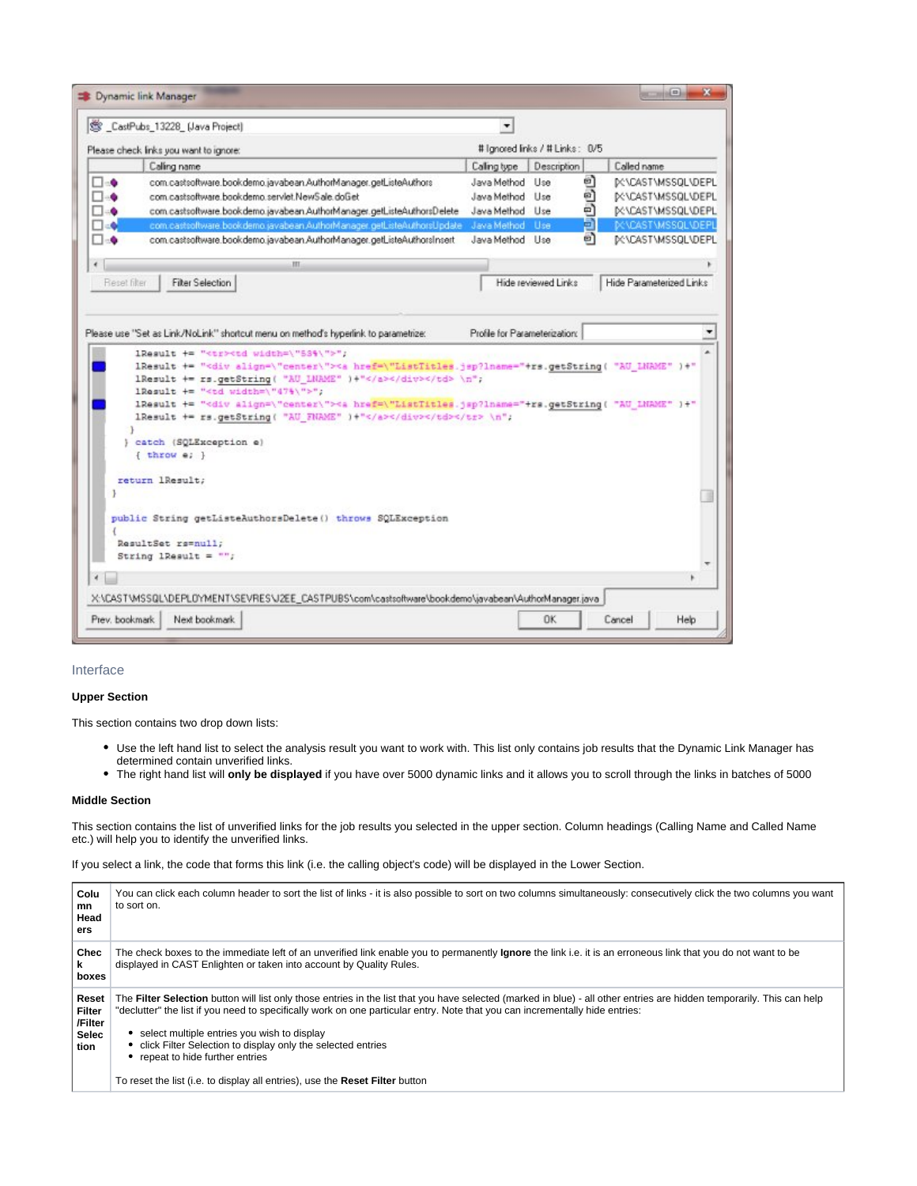## Interface

### Upper Section

This section contains two drop down lists:

- Use the left hand list to select the analysis result you want to work with. This list only contains job results that the Dynamic Link Manager has determined contain unverified links.
- The right hand list will **only be displayed** if you have over 5000 dynamic links and it allows you to scroll through the links in batches of 5000

### Middle Section

This section contains the list of unverified links for the job results you selected in the upper section. Column headings (Calling Name and Called Name etc.) will help you to identify the unverified links.

If you select a link, the code that forms this link (i.e. the calling object's code) will be displayed in the Lower Section.

| | |
|---|---|
| **Column Headers** | You can click each column header to sort the list of links - it is also possible to sort on two columns simultaneously: consecutively click the two columns you want to sort on. |
| **Check boxes** | The check boxes to the immediate left of an unverified link enable you to permanently **Ignore** the link i.e. it is an erroneous link that you do not want to be displayed in CAST Enlighten or taken into account by Quality Rules. |
| **Reset Filter /Filter Selection** | The **Filter Selection** button will list only those entries in the list that you have selected (marked in blue) - all other entries are hidden temporarily. This can help "declutter" the list if you need to specifically work on one particular entry. Note that you can incrementally hide entries:<br>• select multiple entries you wish to display<br>• click Filter Selection to display only the selected entries<br>• repeat to hide further entries<br><br>To reset the list (i.e. to display all entries), use the **Reset Filter** button |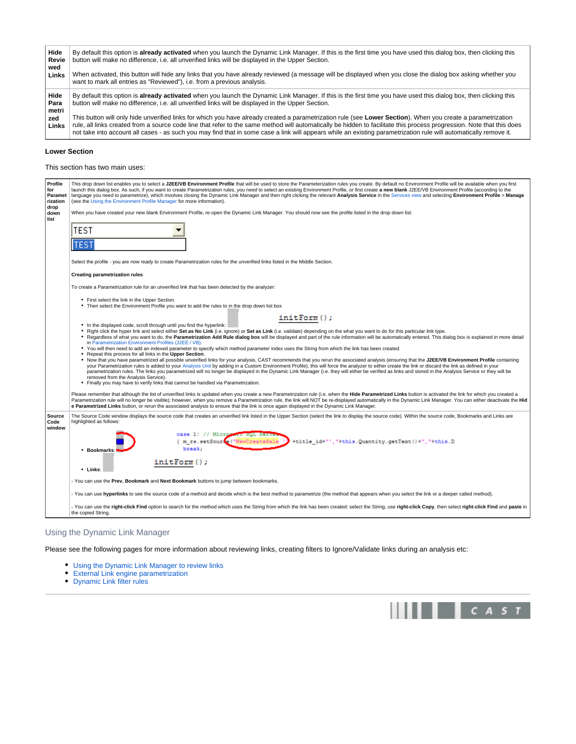| | |
|---|---|
| **Hide Reviewed Links** | By default this option is **already activated** when you launch the Dynamic Link Manager. If this is the first time you have used this dialog box, then clicking this button will make no difference, i.e. all unverified links will be displayed in the Upper Section.<br><br>When activated, this button will hide any links that you have already reviewed (a message will be displayed when you close the dialog box asking whether you want to mark all entries as "Reviewed"), i.e. from a previous analysis. |
| **Hide Parametrized Links** | By default this option is **already activated** when you launch the Dynamic Link Manager. If this is the first time you have used this dialog box, then clicking this button will make no difference, i.e. all unverified links will be displayed in the Upper Section.<br><br>This button will only hide unverified links for which you have already created a parametrization rule (see **Lower Section**). When you create a parametrization rule, all links created from a source code line that refer to the same method will automatically be hidden to facilitate this process progression. Note that this does not take into account all cases - as such you may find that in some case a link will appears while an existing parametrization rule will automatically remove it. |

### Lower Section

This section has two main uses:

| | |
|---|---|
| **Profile for Parametrization drop down list** | This drop down list enables you to select a **J2EE/VB Environment Profile** that will be used to store the Parameterization rules you create. By default no Environment Profile will be available when you first launch this dialog box. As such, if you want to create Parametrization rules, you need to select an existing Environment Profile, or first create **a new blank** J2EE/VB Environment Profile (according to the language you need to parametrize), which involves closing the Dynamic Link Manager and then right clicking the relevant **Analysis Service** in the Services view and selecting **Environment Profile** > **Manage** (see the Using the Environment Profile Manager for more information).<br><br>When you have created your new blank Environment Profile, re-open the Dynamic Link Manager. You should now see the profile listed in the drop down list:<br><br>TEST<br>TEST<br><br>Select the profile - you are now ready to create Parametrization rules for the unverified links listed in the Middle Section.<br><br>**Creating parametrization rules**<br><br>To create a Parametrization rule for an unverified link that has been detected by the analyzer:<br><br>• First select the link in the Upper Section.<br>• Then select the Environment Profile you want to add the rules to in the drop down list box<br>• In the displayed code, scroll through until you find the hyperlink: initForm();<br>• Right click the hyper link and select either **Set as No Link** (i.e. ignore) or **Set as Link** (i.e. validate) depending on the what you want to do for this particular link type.<br>• Regardless of what you want to do, the **Parametrization Add Rule dialog box** will be displayed and part of the link information will be automatically entered. This dialog box is explained in more detail in Parametrization Environment Profiles (J2EE / VB).<br>• You will then need to add an indexed parameter to specify which method parameter index uses the String from which the link has been created.<br>• Repeat this process for all links in the **Upper Section**.<br>• Now that you have parametrized all possible unverified links for your analysis, CAST recommends that you rerun the associated analysis (ensuring that the **J2EE/VB Environment Profile** containing your Parametrization rules is added to your Analysis Unit by adding in a Custom Environment Profile), this will force the analyzer to either create the link or discard the link as defined in your parametrization rules. The links you parametrized will no longer be displayed in the Dynamic Link Manager (i.e. they will either be verified as links and stored in the Analysis Service or they will be removed in the Analysis Service).<br>• Finally you may have to verify links that cannot be handled via Parametrization.<br><br>Please remember that although the list of unverified links is updated when you create a new Parametrization rule (i.e. when the **Hide Parametrized Links** button is activated the link for which you created a Parametrization rule will no longer be visible); however, when you remove a Parametrization rule, the link will NOT be re-displayed automatically in the Dynamic Link Manager. You can either deactivate the **Hide Parametrized Links** button, or rerun the associated analysis to ensure that the link is once again displayed in the Dynamic Link Manager. |
| **Source Code window** | The Source Code window displays the source code that creates an unverified link listed in the Upper Section (select the link to display the source code). Within the source code, Bookmarks and Links are highlighted as follows:<br><br>• **Bookmarks**:<br>• **Links**: initForm();<br><br>- You can use the **Prev. Bookmark** and **Next Bookmark** buttons to jump between bookmarks.<br><br>- You can use **hyperlinks** to see the source code of a method and decide which is the best method to parametrize (the method that appears when you select the link or a deeper called method).<br><br>- You can use the **right-click Find** option to search for the method which uses the String from which the link has been created: select the String, use **right-click Copy**, then select **right-click Find** and **paste** in the copied String. |

## Using the Dynamic Link Manager

Please see the following pages for more information about reviewing links, creating filters to Ignore/Validate links during an analysis etc:

- Using the Dynamic Link Manager to review links
- External Link engine parametrization
- Dynamic Link filter rules